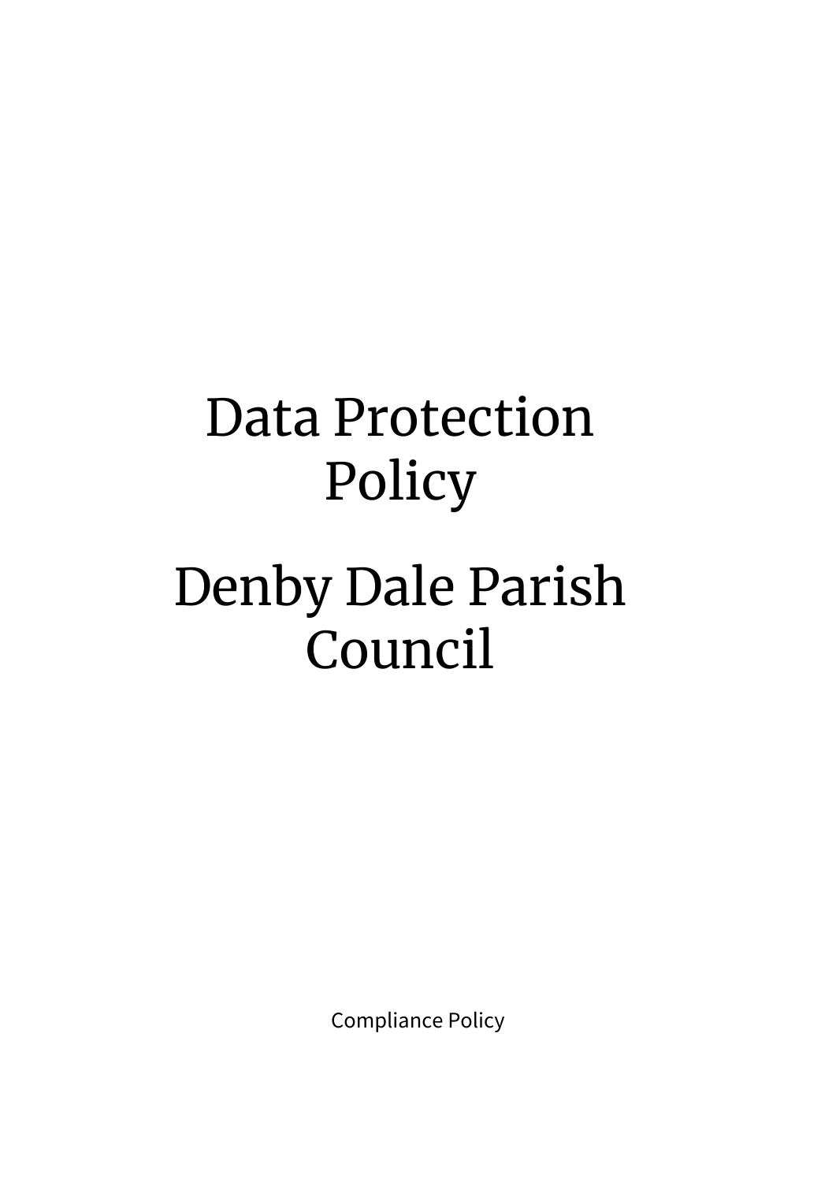# Data Protection Policy

# Denby Dale Parish Council

Compliance Policy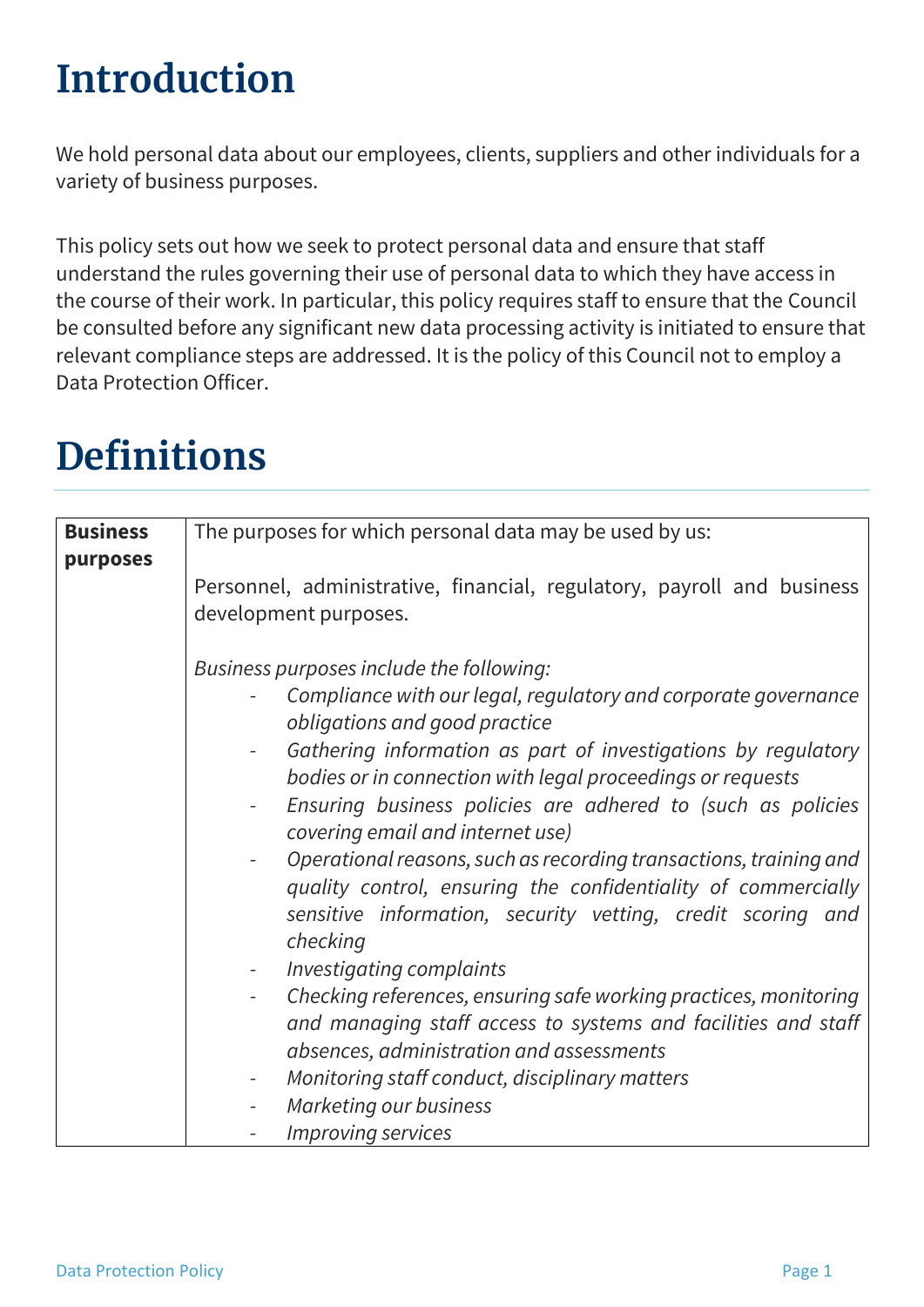# Introduction

We hold personal data about our employees, clients, suppliers and other individuals for a variety of business purposes.

This policy sets out how we seek to protect personal data and ensure that staff understand the rules governing their use of personal data to which they have access in the course of their work. In particular, this policy requires staff to ensure that the Council be consulted before any significant new data processing activity is initiated to ensure that relevant compliance steps are addressed. It is the policy of this Council not to employ a Data Protection Officer.

# Definitions

| **Business purposes** | The purposes for which personal data may be used by us:<br><br>Personnel, administrative, financial, regulatory, payroll and business development purposes.<br><br>*Business purposes include the following:*<br>- *Compliance with our legal, regulatory and corporate governance obligations and good practice*<br>- *Gathering information as part of investigations by regulatory bodies or in connection with legal proceedings or requests*<br>- *Ensuring business policies are adhered to (such as policies covering email and internet use)*<br>- *Operational reasons, such as recording transactions, training and quality control, ensuring the confidentiality of commercially sensitive information, security vetting, credit scoring and checking*<br>- *Investigating complaints*<br>- *Checking references, ensuring safe working practices, monitoring and managing staff access to systems and facilities and staff absences, administration and assessments*<br>- *Monitoring staff conduct, disciplinary matters*<br>- *Marketing our business*<br>- *Improving services* |
|---|---|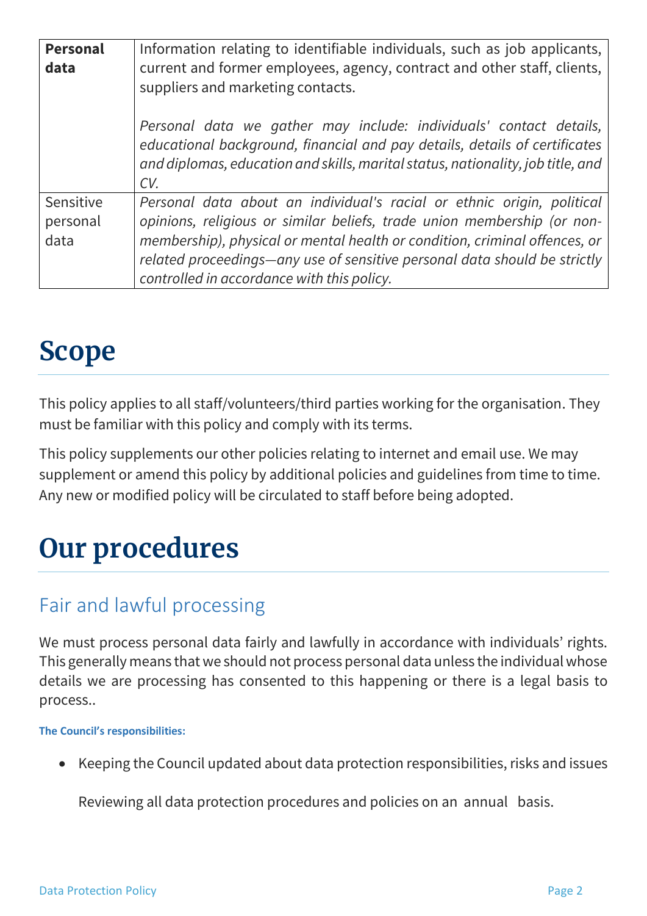| **Personal data** | Information relating to identifiable individuals, such as job applicants, current and former employees, agency, contract and other staff, clients, suppliers and marketing contacts.<br><br>*Personal data we gather may include: individuals' contact details, educational background, financial and pay details, details of certificates and diplomas, education and skills, marital status, nationality, job title, and CV.* |
|---|---|
| Sensitive personal data | *Personal data about an individual's racial or ethnic origin, political opinions, religious or similar beliefs, trade union membership (or non-membership), physical or mental health or condition, criminal offences, or related proceedings—any use of sensitive personal data should be strictly controlled in accordance with this policy.* |

# Scope

This policy applies to all staff/volunteers/third parties working for the organisation. They must be familiar with this policy and comply with its terms.

This policy supplements our other policies relating to internet and email use. We may supplement or amend this policy by additional policies and guidelines from time to time. Any new or modified policy will be circulated to staff before being adopted.

# Our procedures

## Fair and lawful processing

We must process personal data fairly and lawfully in accordance with individuals' rights. This generally means that we should not process personal data unless the individual whose details we are processing has consented to this happening or there is a legal basis to process..

**The Council's responsibilities:**

- Keeping the Council updated about data protection responsibilities, risks and issues

  Reviewing all data protection procedures and policies on an annual basis.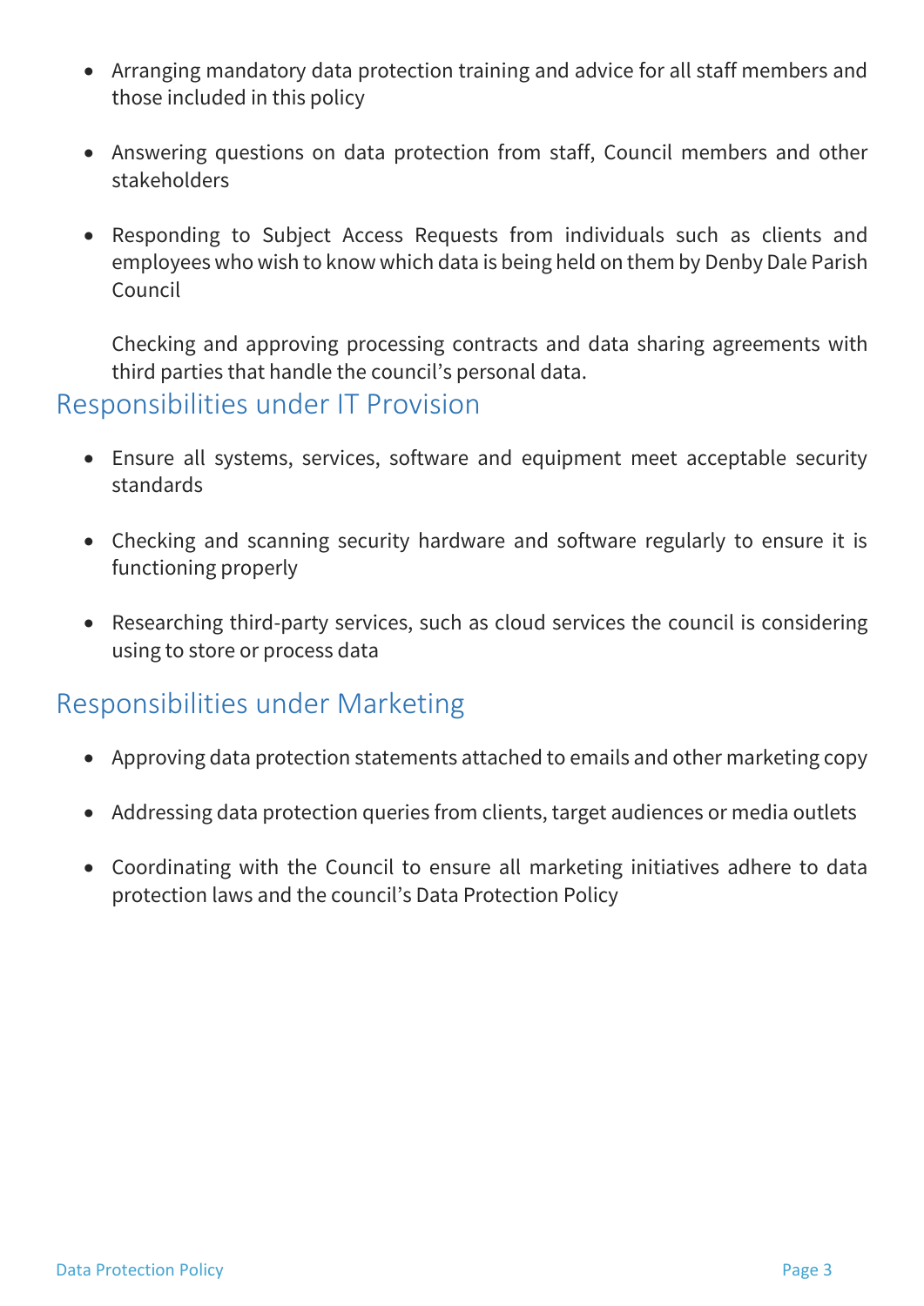- Arranging mandatory data protection training and advice for all staff members and those included in this policy

- Answering questions on data protection from staff, Council members and other stakeholders

- Responding to Subject Access Requests from individuals such as clients and employees who wish to know which data is being held on them by Denby Dale Parish Council

  Checking and approving processing contracts and data sharing agreements with third parties that handle the council's personal data.

## Responsibilities under IT Provision

- Ensure all systems, services, software and equipment meet acceptable security standards

- Checking and scanning security hardware and software regularly to ensure it is functioning properly

- Researching third-party services, such as cloud services the council is considering using to store or process data

## Responsibilities under Marketing

- Approving data protection statements attached to emails and other marketing copy

- Addressing data protection queries from clients, target audiences or media outlets

- Coordinating with the Council to ensure all marketing initiatives adhere to data protection laws and the council's Data Protection Policy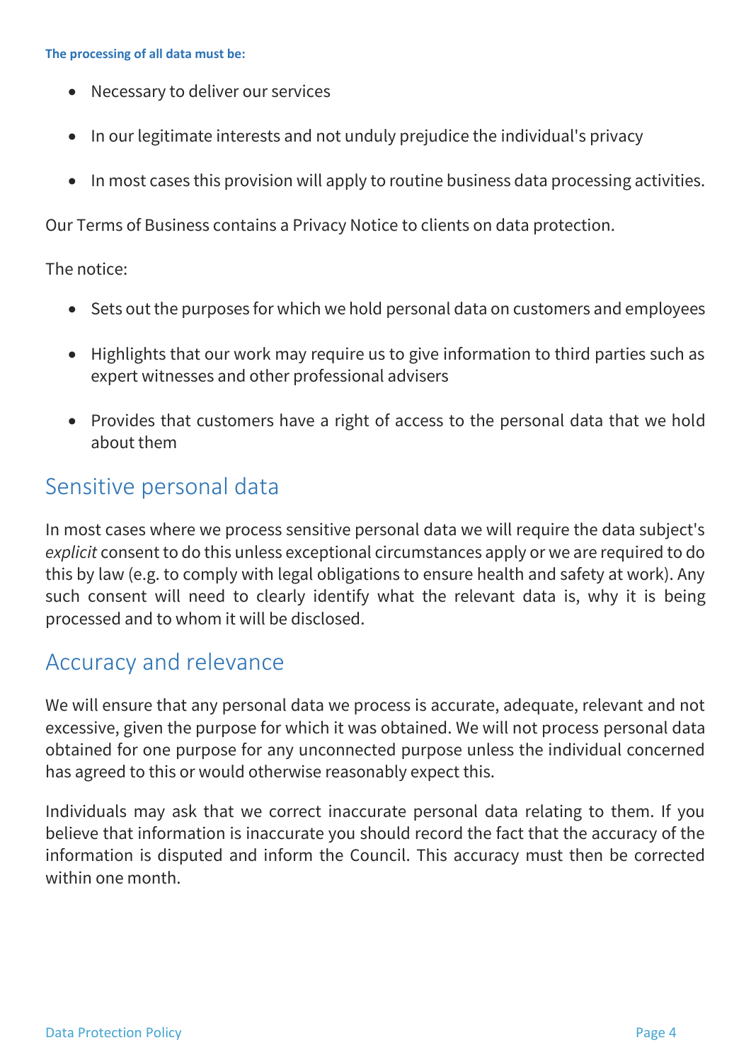**The processing of all data must be:**

- Necessary to deliver our services
- In our legitimate interests and not unduly prejudice the individual's privacy
- In most cases this provision will apply to routine business data processing activities.

Our Terms of Business contains a Privacy Notice to clients on data protection.

The notice:

- Sets out the purposes for which we hold personal data on customers and employees
- Highlights that our work may require us to give information to third parties such as expert witnesses and other professional advisers
- Provides that customers have a right of access to the personal data that we hold about them

## Sensitive personal data

In most cases where we process sensitive personal data we will require the data subject's *explicit* consent to do this unless exceptional circumstances apply or we are required to do this by law (e.g. to comply with legal obligations to ensure health and safety at work). Any such consent will need to clearly identify what the relevant data is, why it is being processed and to whom it will be disclosed.

## Accuracy and relevance

We will ensure that any personal data we process is accurate, adequate, relevant and not excessive, given the purpose for which it was obtained. We will not process personal data obtained for one purpose for any unconnected purpose unless the individual concerned has agreed to this or would otherwise reasonably expect this.

Individuals may ask that we correct inaccurate personal data relating to them. If you believe that information is inaccurate you should record the fact that the accuracy of the information is disputed and inform the Council. This accuracy must then be corrected within one month.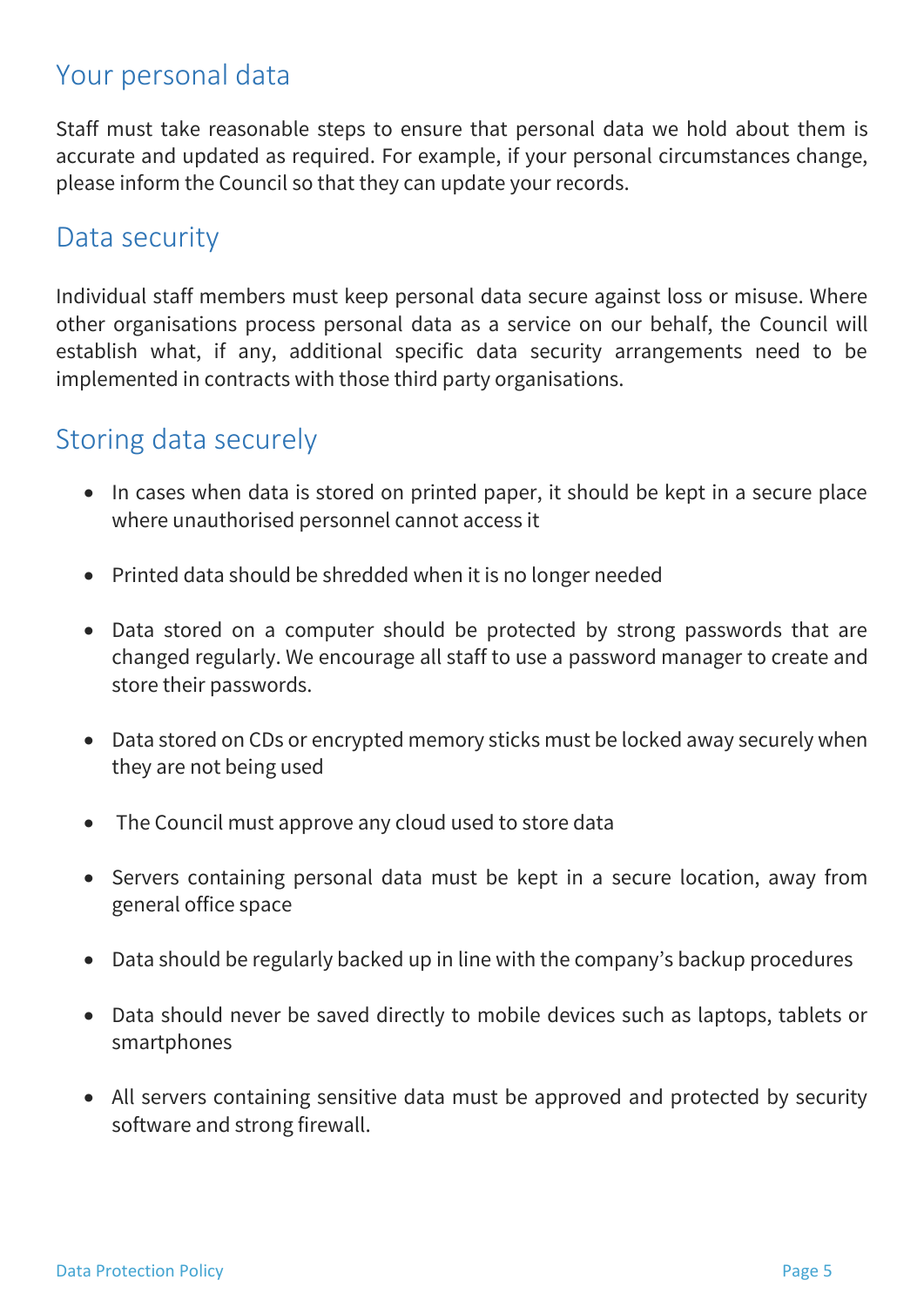## Your personal data

Staff must take reasonable steps to ensure that personal data we hold about them is accurate and updated as required. For example, if your personal circumstances change, please inform the Council so that they can update your records.

## Data security

Individual staff members must keep personal data secure against loss or misuse. Where other organisations process personal data as a service on our behalf, the Council will establish what, if any, additional specific data security arrangements need to be implemented in contracts with those third party organisations.

## Storing data securely

- In cases when data is stored on printed paper, it should be kept in a secure place where unauthorised personnel cannot access it
- Printed data should be shredded when it is no longer needed
- Data stored on a computer should be protected by strong passwords that are changed regularly. We encourage all staff to use a password manager to create and store their passwords.
- Data stored on CDs or encrypted memory sticks must be locked away securely when they are not being used
- The Council must approve any cloud used to store data
- Servers containing personal data must be kept in a secure location, away from general office space
- Data should be regularly backed up in line with the company's backup procedures
- Data should never be saved directly to mobile devices such as laptops, tablets or smartphones
- All servers containing sensitive data must be approved and protected by security software and strong firewall.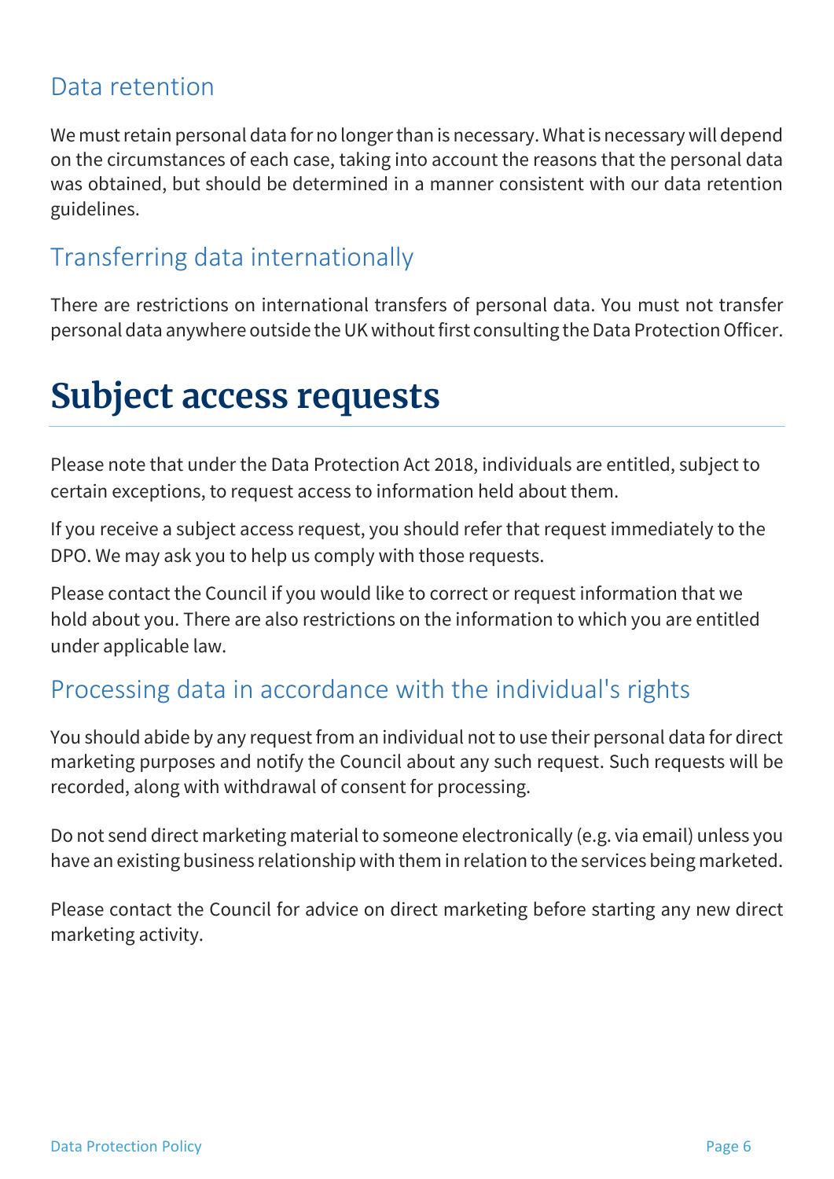## Data retention

We must retain personal data for no longer than is necessary. What is necessary will depend on the circumstances of each case, taking into account the reasons that the personal data was obtained, but should be determined in a manner consistent with our data retention guidelines.

## Transferring data internationally

There are restrictions on international transfers of personal data. You must not transfer personal data anywhere outside the UK without first consulting the Data Protection Officer.

# Subject access requests

Please note that under the Data Protection Act 2018, individuals are entitled, subject to certain exceptions, to request access to information held about them.

If you receive a subject access request, you should refer that request immediately to the DPO. We may ask you to help us comply with those requests.

Please contact the Council if you would like to correct or request information that we hold about you. There are also restrictions on the information to which you are entitled under applicable law.

## Processing data in accordance with the individual's rights

You should abide by any request from an individual not to use their personal data for direct marketing purposes and notify the Council about any such request. Such requests will be recorded, along with withdrawal of consent for processing.

Do not send direct marketing material to someone electronically (e.g. via email) unless you have an existing business relationship with them in relation to the services being marketed.

Please contact the Council for advice on direct marketing before starting any new direct marketing activity.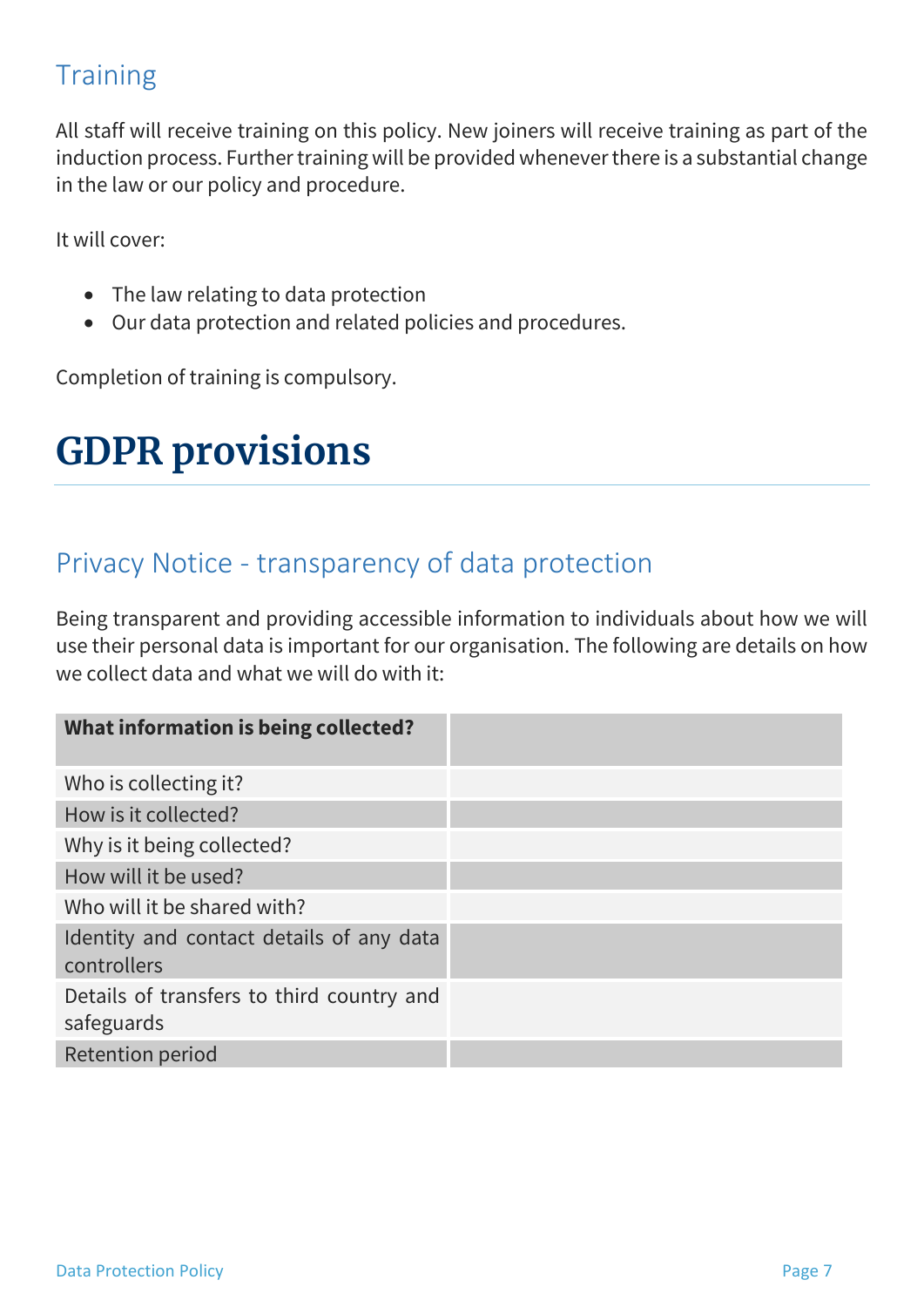## Training

All staff will receive training on this policy. New joiners will receive training as part of the induction process. Further training will be provided whenever there is a substantial change in the law or our policy and procedure.

It will cover:

- The law relating to data protection
- Our data protection and related policies and procedures.

Completion of training is compulsory.

# GDPR provisions

## Privacy Notice - transparency of data protection

Being transparent and providing accessible information to individuals about how we will use their personal data is important for our organisation. The following are details on how we collect data and what we will do with it:

| **What information is being collected?** | |
|---|---|
| Who is collecting it? | |
| How is it collected? | |
| Why is it being collected? | |
| How will it be used? | |
| Who will it be shared with? | |
| Identity and contact details of any data controllers | |
| Details of transfers to third country and safeguards | |
| Retention period | |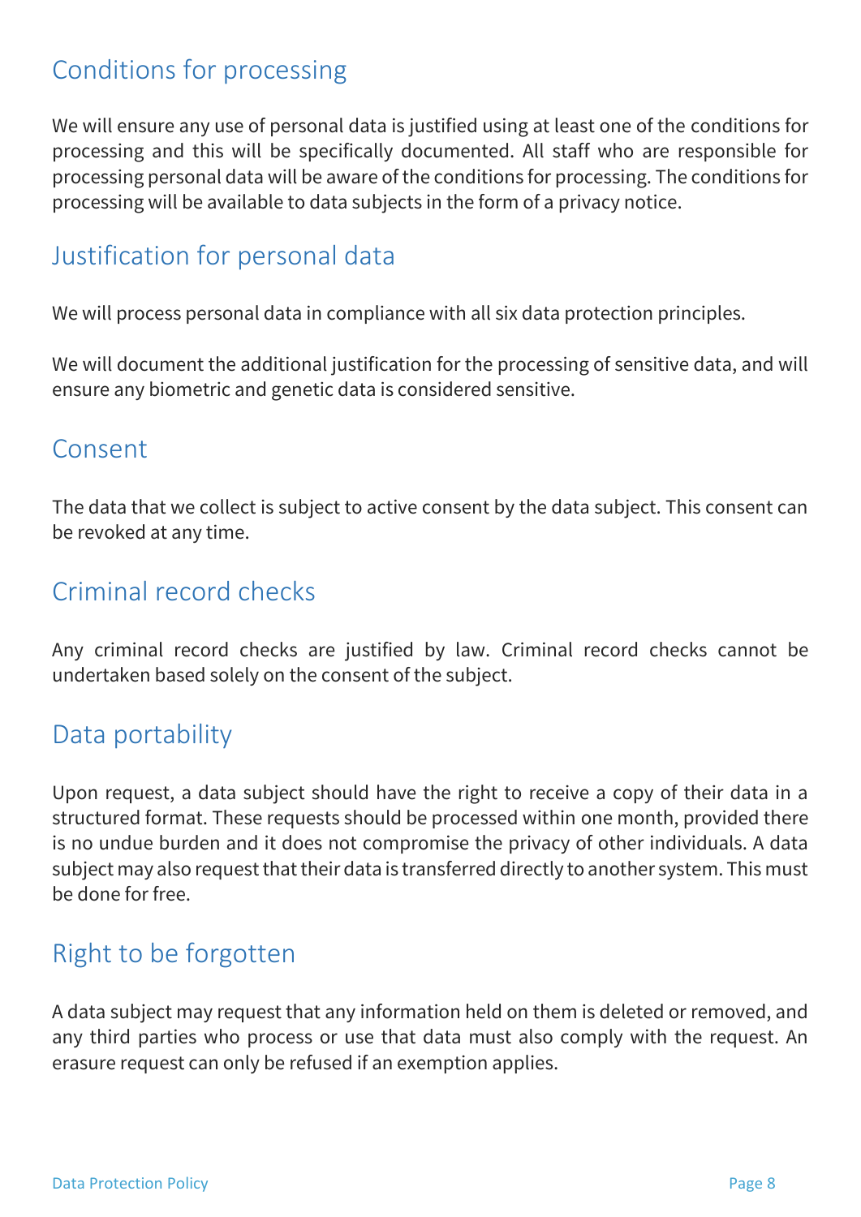## Conditions for processing

We will ensure any use of personal data is justified using at least one of the conditions for processing and this will be specifically documented. All staff who are responsible for processing personal data will be aware of the conditions for processing. The conditions for processing will be available to data subjects in the form of a privacy notice.

## Justification for personal data

We will process personal data in compliance with all six data protection principles.

We will document the additional justification for the processing of sensitive data, and will ensure any biometric and genetic data is considered sensitive.

## Consent

The data that we collect is subject to active consent by the data subject. This consent can be revoked at any time.

## Criminal record checks

Any criminal record checks are justified by law. Criminal record checks cannot be undertaken based solely on the consent of the subject.

## Data portability

Upon request, a data subject should have the right to receive a copy of their data in a structured format. These requests should be processed within one month, provided there is no undue burden and it does not compromise the privacy of other individuals. A data subject may also request that their data is transferred directly to another system. This must be done for free.

## Right to be forgotten

A data subject may request that any information held on them is deleted or removed, and any third parties who process or use that data must also comply with the request. An erasure request can only be refused if an exemption applies.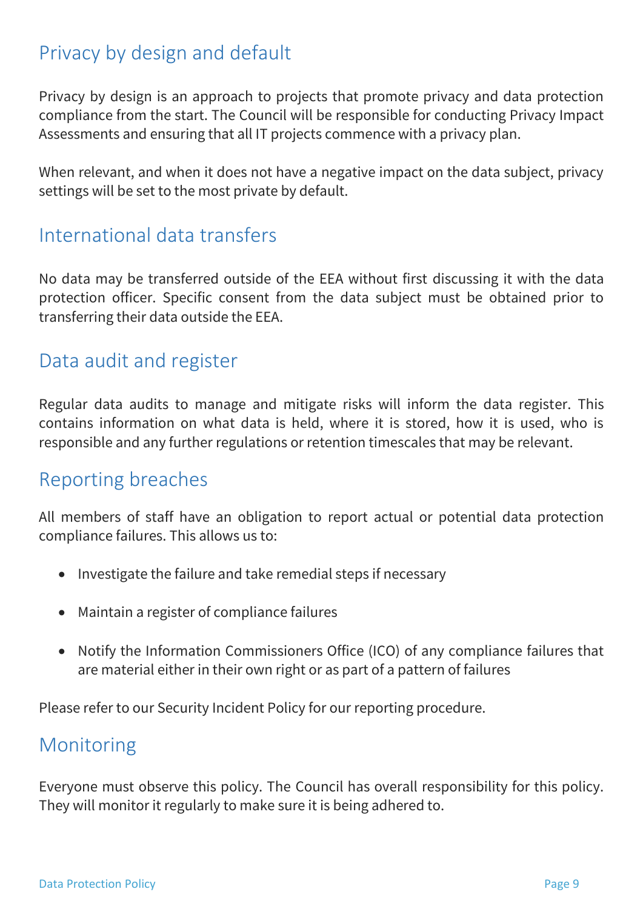## Privacy by design and default

Privacy by design is an approach to projects that promote privacy and data protection compliance from the start. The Council will be responsible for conducting Privacy Impact Assessments and ensuring that all IT projects commence with a privacy plan.

When relevant, and when it does not have a negative impact on the data subject, privacy settings will be set to the most private by default.

## International data transfers

No data may be transferred outside of the EEA without first discussing it with the data protection officer. Specific consent from the data subject must be obtained prior to transferring their data outside the EEA.

## Data audit and register

Regular data audits to manage and mitigate risks will inform the data register. This contains information on what data is held, where it is stored, how it is used, who is responsible and any further regulations or retention timescales that may be relevant.

## Reporting breaches

All members of staff have an obligation to report actual or potential data protection compliance failures. This allows us to:

- Investigate the failure and take remedial steps if necessary
- Maintain a register of compliance failures
- Notify the Information Commissioners Office (ICO) of any compliance failures that are material either in their own right or as part of a pattern of failures

Please refer to our Security Incident Policy for our reporting procedure.

## Monitoring

Everyone must observe this policy. The Council has overall responsibility for this policy. They will monitor it regularly to make sure it is being adhered to.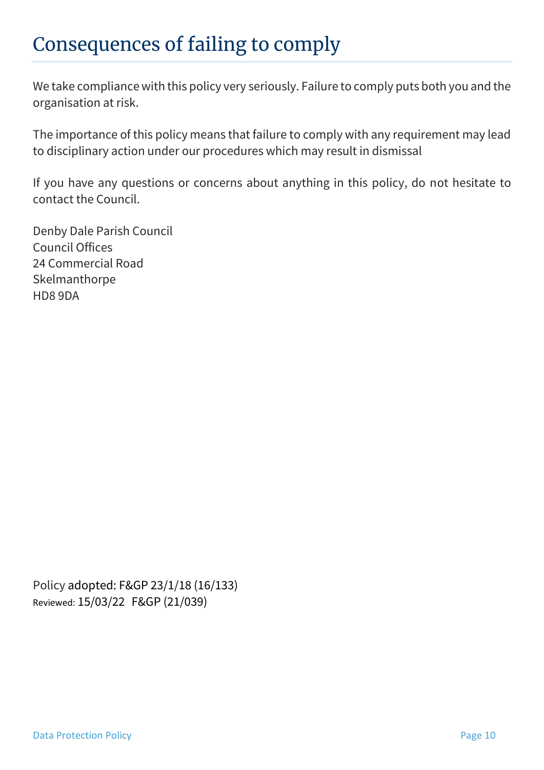# Consequences of failing to comply

We take compliance with this policy very seriously. Failure to comply puts both you and the organisation at risk.

The importance of this policy means that failure to comply with any requirement may lead to disciplinary action under our procedures which may result in dismissal

If you have any questions or concerns about anything in this policy, do not hesitate to contact the Council.

Denby Dale Parish Council  
Council Offices  
24 Commercial Road  
Skelmanthorpe  
HD8 9DA

Policy adopted: F&GP 23/1/18 (16/133)  
Reviewed: 15/03/22 F&GP (21/039)